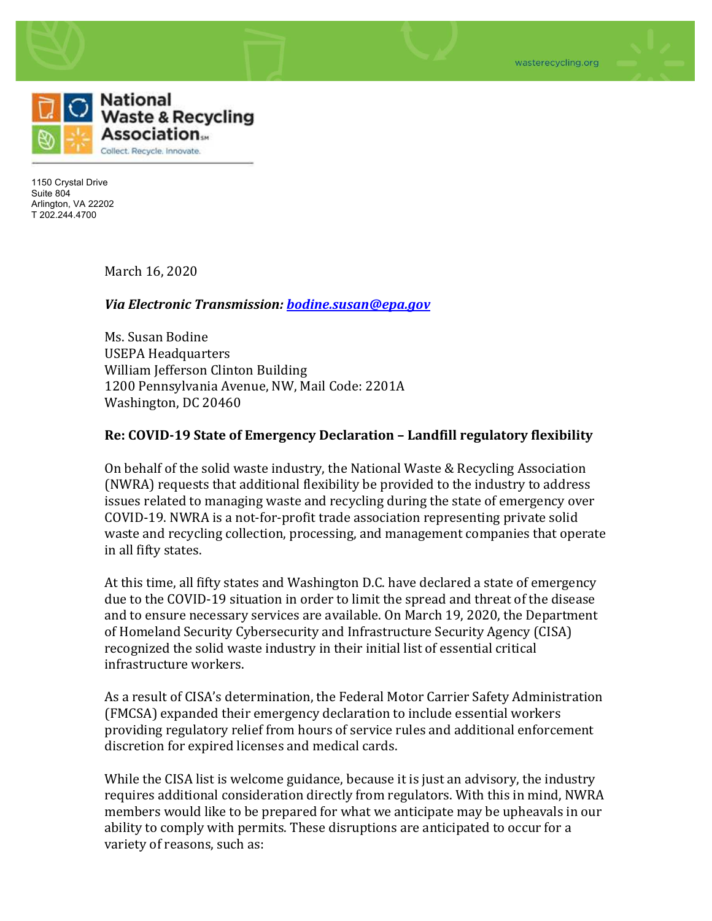National Waste & Recycling Association
Collect. Recycle. Innovate.

1150 Crystal Drive
Suite 804
Arlington, VA 22202
T 202.244.4700

March 16, 2020

***Via Electronic Transmission: bodine.susan@epa.gov***

Ms. Susan Bodine
USEPA Headquarters
William Jefferson Clinton Building
1200 Pennsylvania Avenue, NW, Mail Code: 2201A
Washington, DC 20460

**Re: COVID-19 State of Emergency Declaration – Landfill regulatory flexibility**

On behalf of the solid waste industry, the National Waste & Recycling Association (NWRA) requests that additional flexibility be provided to the industry to address issues related to managing waste and recycling during the state of emergency over COVID-19. NWRA is a not-for-profit trade association representing private solid waste and recycling collection, processing, and management companies that operate in all fifty states.

At this time, all fifty states and Washington D.C. have declared a state of emergency due to the COVID-19 situation in order to limit the spread and threat of the disease and to ensure necessary services are available. On March 19, 2020, the Department of Homeland Security Cybersecurity and Infrastructure Security Agency (CISA) recognized the solid waste industry in their initial list of essential critical infrastructure workers.

As a result of CISA's determination, the Federal Motor Carrier Safety Administration (FMCSA) expanded their emergency declaration to include essential workers providing regulatory relief from hours of service rules and additional enforcement discretion for expired licenses and medical cards.

While the CISA list is welcome guidance, because it is just an advisory, the industry requires additional consideration directly from regulators. With this in mind, NWRA members would like to be prepared for what we anticipate may be upheavals in our ability to comply with permits. These disruptions are anticipated to occur for a variety of reasons, such as: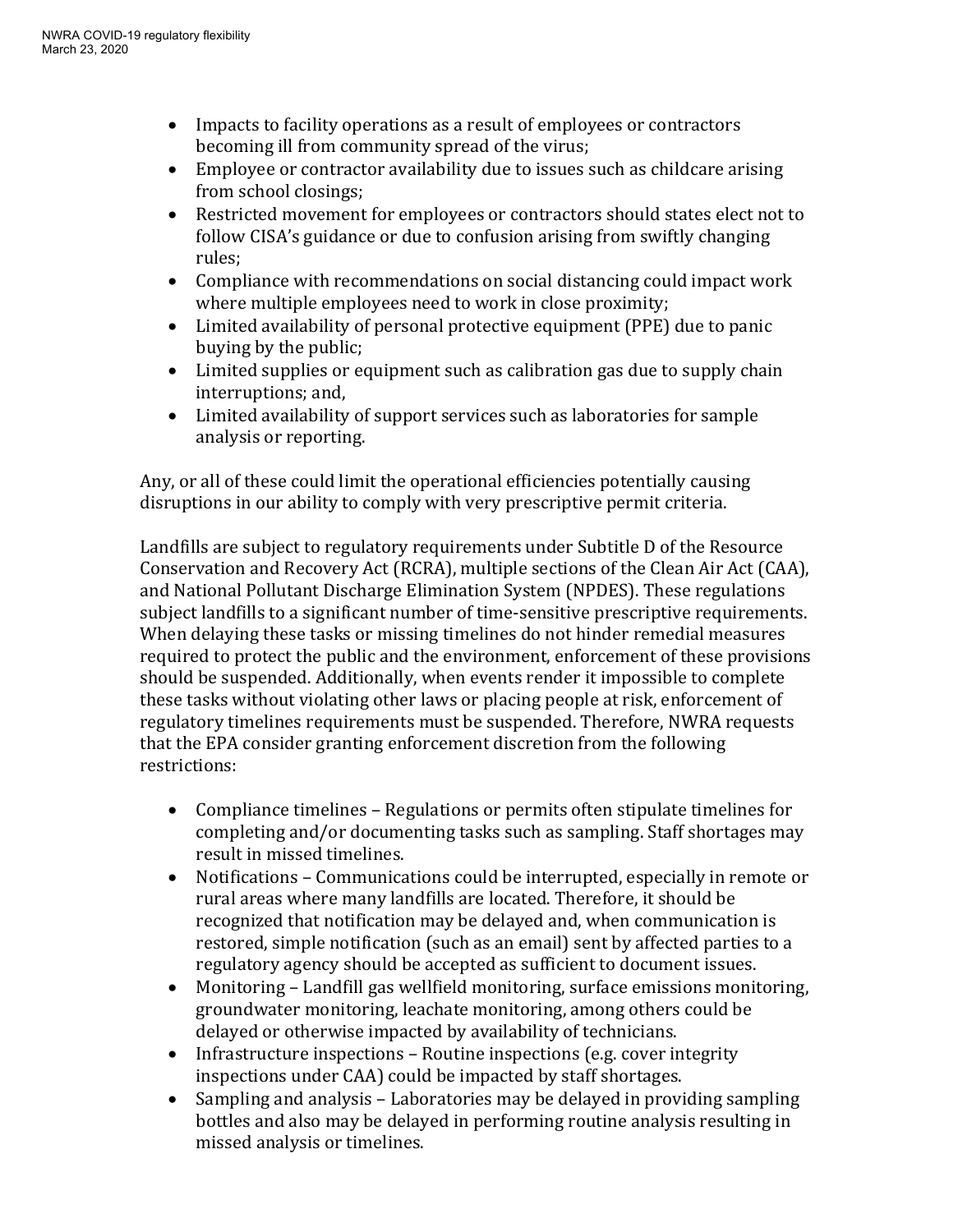- Impacts to facility operations as a result of employees or contractors becoming ill from community spread of the virus;
- Employee or contractor availability due to issues such as childcare arising from school closings;
- Restricted movement for employees or contractors should states elect not to follow CISA's guidance or due to confusion arising from swiftly changing rules;
- Compliance with recommendations on social distancing could impact work where multiple employees need to work in close proximity;
- Limited availability of personal protective equipment (PPE) due to panic buying by the public;
- Limited supplies or equipment such as calibration gas due to supply chain interruptions; and,
- Limited availability of support services such as laboratories for sample analysis or reporting.

Any, or all of these could limit the operational efficiencies potentially causing disruptions in our ability to comply with very prescriptive permit criteria.

Landfills are subject to regulatory requirements under Subtitle D of the Resource Conservation and Recovery Act (RCRA), multiple sections of the Clean Air Act (CAA), and National Pollutant Discharge Elimination System (NPDES). These regulations subject landfills to a significant number of time-sensitive prescriptive requirements. When delaying these tasks or missing timelines do not hinder remedial measures required to protect the public and the environment, enforcement of these provisions should be suspended. Additionally, when events render it impossible to complete these tasks without violating other laws or placing people at risk, enforcement of regulatory timelines requirements must be suspended. Therefore, NWRA requests that the EPA consider granting enforcement discretion from the following restrictions:

- Compliance timelines – Regulations or permits often stipulate timelines for completing and/or documenting tasks such as sampling. Staff shortages may result in missed timelines.
- Notifications – Communications could be interrupted, especially in remote or rural areas where many landfills are located. Therefore, it should be recognized that notification may be delayed and, when communication is restored, simple notification (such as an email) sent by affected parties to a regulatory agency should be accepted as sufficient to document issues.
- Monitoring – Landfill gas wellfield monitoring, surface emissions monitoring, groundwater monitoring, leachate monitoring, among others could be delayed or otherwise impacted by availability of technicians.
- Infrastructure inspections – Routine inspections (e.g. cover integrity inspections under CAA) could be impacted by staff shortages.
- Sampling and analysis – Laboratories may be delayed in providing sampling bottles and also may be delayed in performing routine analysis resulting in missed analysis or timelines.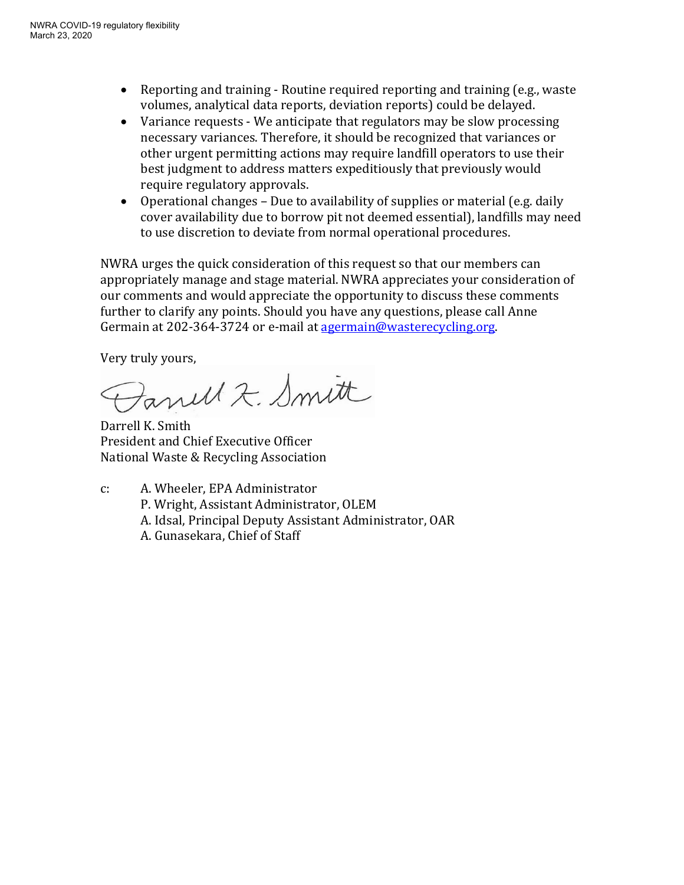- Reporting and training - Routine required reporting and training (e.g., waste volumes, analytical data reports, deviation reports) could be delayed.
- Variance requests - We anticipate that regulators may be slow processing necessary variances. Therefore, it should be recognized that variances or other urgent permitting actions may require landfill operators to use their best judgment to address matters expeditiously that previously would require regulatory approvals.
- Operational changes – Due to availability of supplies or material (e.g. daily cover availability due to borrow pit not deemed essential), landfills may need to use discretion to deviate from normal operational procedures.

NWRA urges the quick consideration of this request so that our members can appropriately manage and stage material. NWRA appreciates your consideration of our comments and would appreciate the opportunity to discuss these comments further to clarify any points. Should you have any questions, please call Anne Germain at 202-364-3724 or e-mail at agermain@wasterecycling.org.

Very truly yours,

Darrell K. Smith
President and Chief Executive Officer
National Waste & Recycling Association

c: A. Wheeler, EPA Administrator
P. Wright, Assistant Administrator, OLEM
A. Idsal, Principal Deputy Assistant Administrator, OAR
A. Gunasekara, Chief of Staff